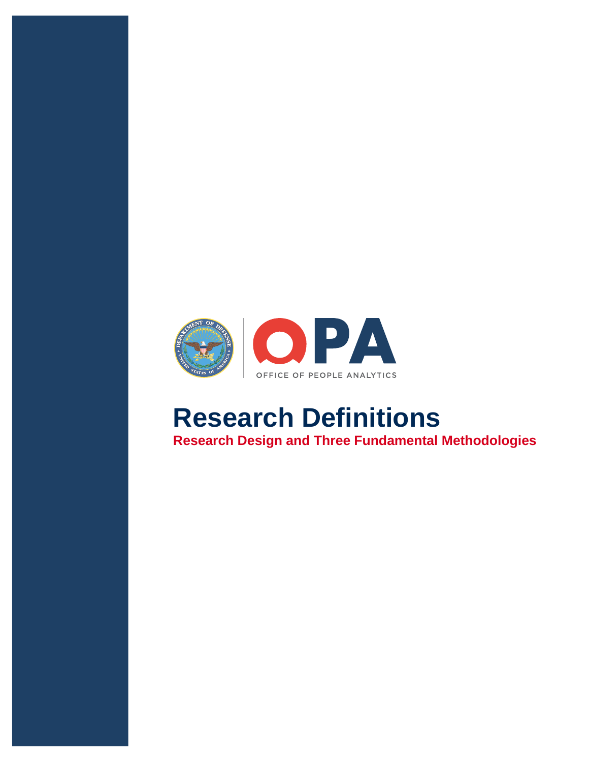OPA

OFFICE OF PEOPLE ANALYTICS

# Research Definitions

## Research Design and Three Fundamental Methodologies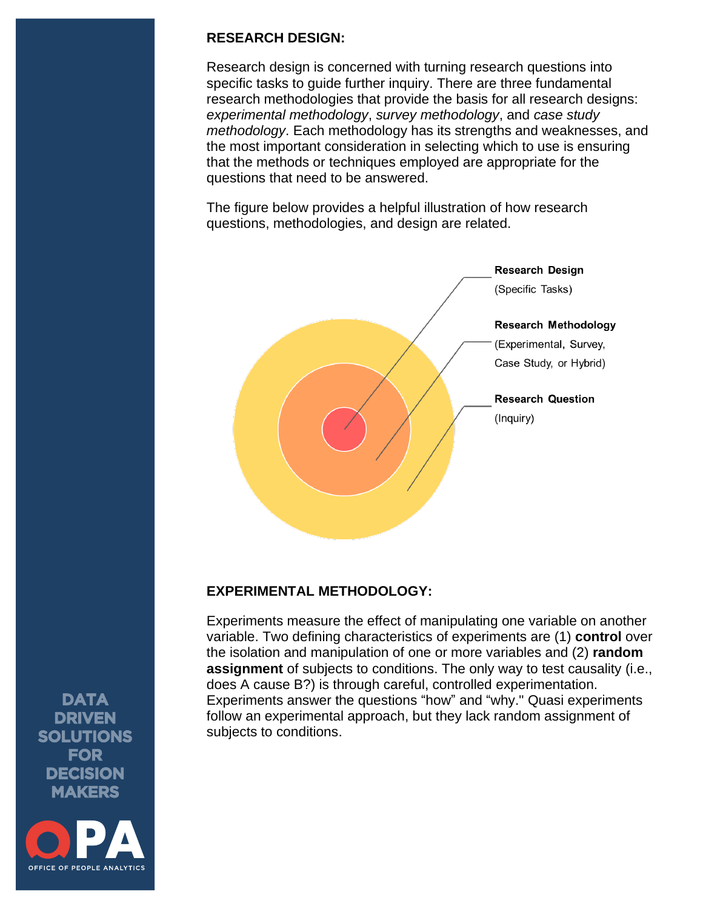## RESEARCH DESIGN:

Research design is concerned with turning research questions into specific tasks to guide further inquiry. There are three fundamental research methodologies that provide the basis for all research designs: *experimental methodology*, *survey methodology*, and *case study methodology*. Each methodology has its strengths and weaknesses, and the most important consideration in selecting which to use is ensuring that the methods or techniques employed are appropriate for the questions that need to be answered.

The figure below provides a helpful illustration of how research questions, methodologies, and design are related.

**Research Design**
(Specific Tasks)

**Research Methodology**
(Experimental, Survey, Case Study, or Hybrid)

**Research Question**
(Inquiry)

## EXPERIMENTAL METHODOLOGY:

Experiments measure the effect of manipulating one variable on another variable. Two defining characteristics of experiments are (1) **control** over the isolation and manipulation of one or more variables and (2) **random assignment** of subjects to conditions. The only way to test causality (i.e., does A cause B?) is through careful, controlled experimentation. Experiments answer the questions “how” and “why.” Quasi experiments follow an experimental approach, but they lack random assignment of subjects to conditions.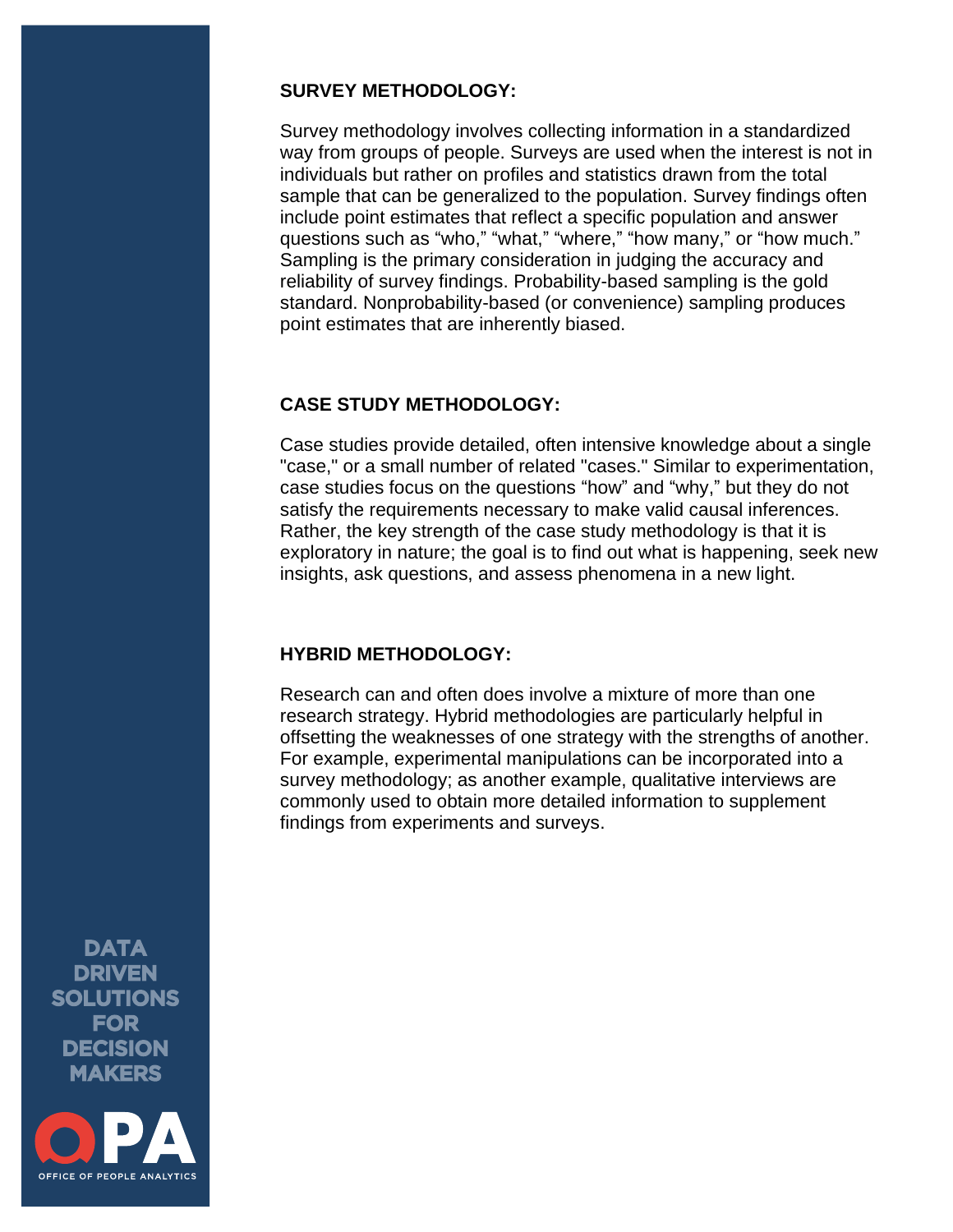**SURVEY METHODOLOGY:**

Survey methodology involves collecting information in a standardized way from groups of people. Surveys are used when the interest is not in individuals but rather on profiles and statistics drawn from the total sample that can be generalized to the population. Survey findings often include point estimates that reflect a specific population and answer questions such as "who," "what," "where," "how many," or "how much." Sampling is the primary consideration in judging the accuracy and reliability of survey findings. Probability-based sampling is the gold standard. Nonprobability-based (or convenience) sampling produces point estimates that are inherently biased.

**CASE STUDY METHODOLOGY:**

Case studies provide detailed, often intensive knowledge about a single "case," or a small number of related "cases." Similar to experimentation, case studies focus on the questions "how" and "why," but they do not satisfy the requirements necessary to make valid causal inferences. Rather, the key strength of the case study methodology is that it is exploratory in nature; the goal is to find out what is happening, seek new insights, ask questions, and assess phenomena in a new light.

**HYBRID METHODOLOGY:**

Research can and often does involve a mixture of more than one research strategy. Hybrid methodologies are particularly helpful in offsetting the weaknesses of one strategy with the strengths of another. For example, experimental manipulations can be incorporated into a survey methodology; as another example, qualitative interviews are commonly used to obtain more detailed information to supplement findings from experiments and surveys.

DATA DRIVEN SOLUTIONS FOR DECISION MAKERS

OPA OFFICE OF PEOPLE ANALYTICS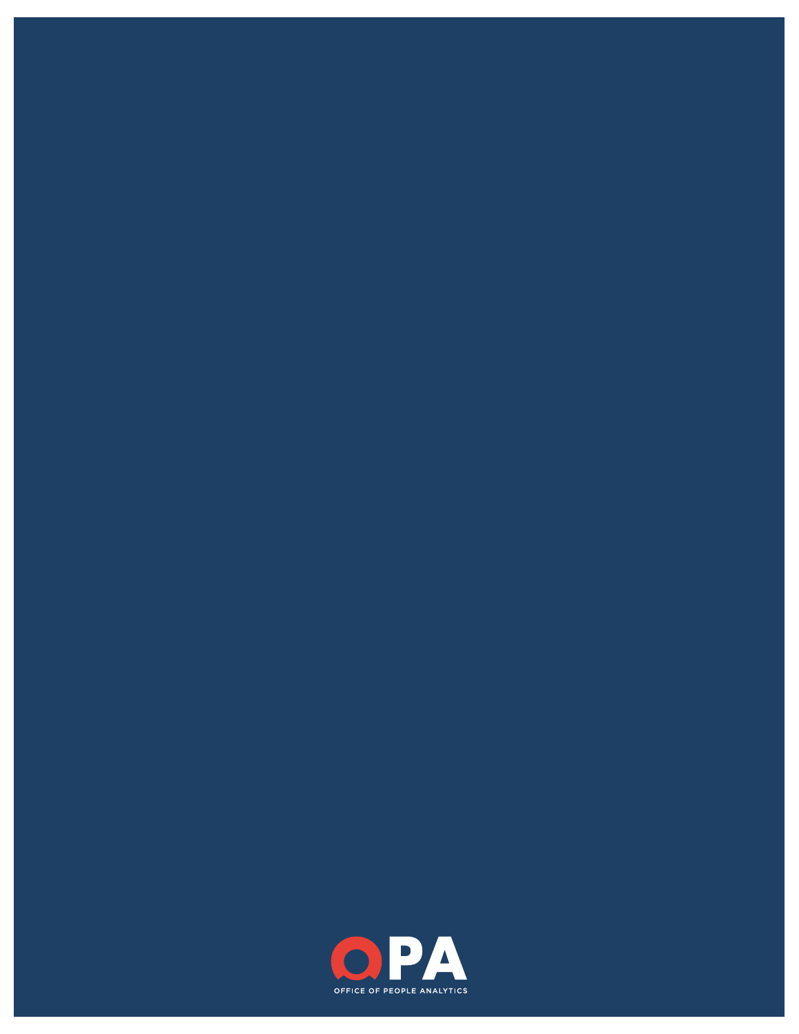OPA

OFFICE OF PEOPLE ANALYTICS